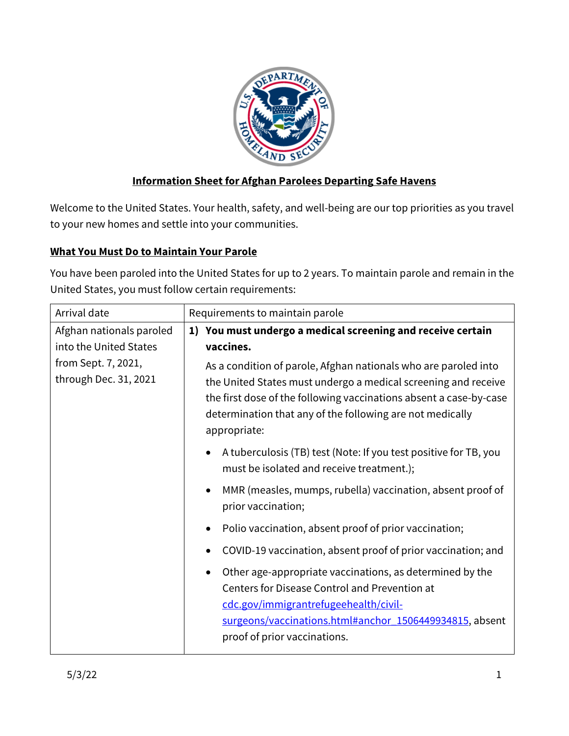# Information Sheet for Afghan Parolees Departing Safe Havens

Welcome to the United States. Your health, safety, and well-being are our top priorities as you travel to your new homes and settle into your communities.

## What You Must Do to Maintain Your Parole

You have been paroled into the United States for up to 2 years. To maintain parole and remain in the United States, you must follow certain requirements:

| Arrival date | Requirements to maintain parole |
|---|---|
| Afghan nationals paroled into the United States from Sept. 7, 2021, through Dec. 31, 2021 | **1) You must undergo a medical screening and receive certain vaccines.** <br><br> As a condition of parole, Afghan nationals who are paroled into the United States must undergo a medical screening and receive the first dose of the following vaccinations absent a case-by-case determination that any of the following are not medically appropriate: <br><br> • A tuberculosis (TB) test (Note: If you test positive for TB, you must be isolated and receive treatment.); <br> • MMR (measles, mumps, rubella) vaccination, absent proof of prior vaccination; <br> • Polio vaccination, absent proof of prior vaccination; <br> • COVID-19 vaccination, absent proof of prior vaccination; and <br> • Other age-appropriate vaccinations, as determined by the Centers for Disease Control and Prevention at cdc.gov/immigrantrefugeehealth/civil-surgeons/vaccinations.html#anchor_1506449934815, absent proof of prior vaccinations. |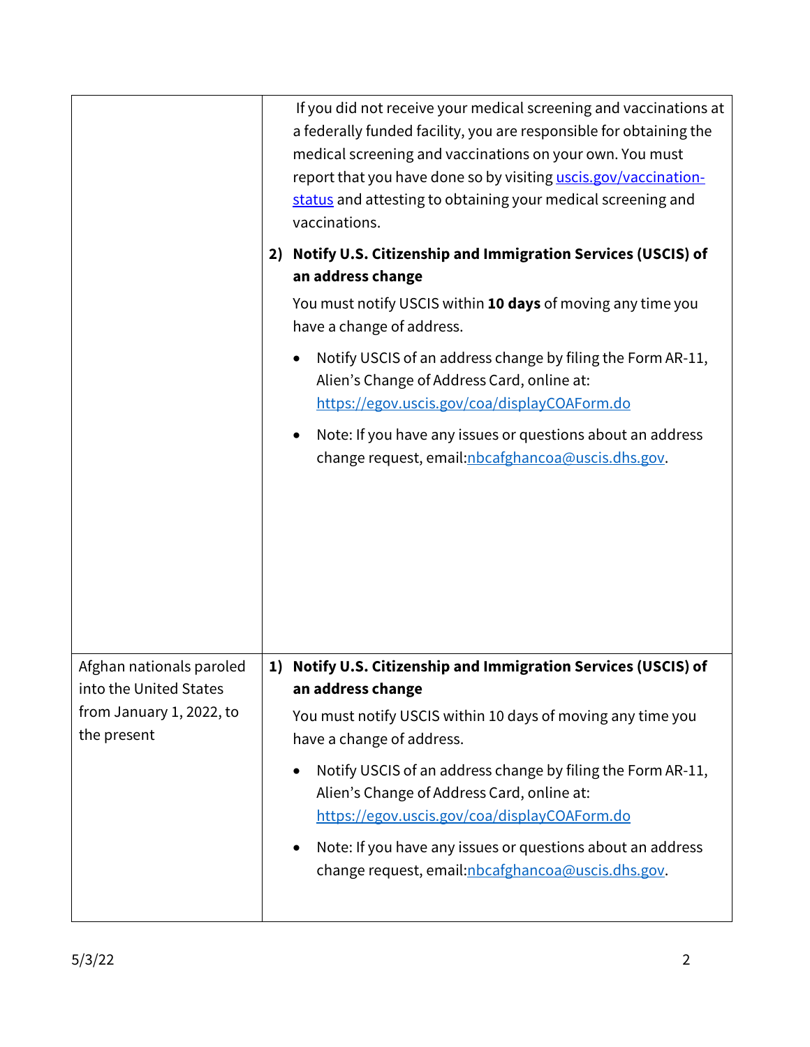| | |
|---|---|
| | If you did not receive your medical screening and vaccinations at a federally funded facility, you are responsible for obtaining the medical screening and vaccinations on your own. You must report that you have done so by visiting [uscis.gov/vaccination-status](uscis.gov/vaccination-status) and attesting to obtaining your medical screening and vaccinations.<br><br>**2) Notify U.S. Citizenship and Immigration Services (USCIS) of an address change**<br><br>You must notify USCIS within **10 days** of moving any time you have a change of address.<br><br>• Notify USCIS of an address change by filing the Form AR-11, Alien's Change of Address Card, online at: [https://egov.uscis.gov/coa/displayCOAForm.do](https://egov.uscis.gov/coa/displayCOAForm.do)<br><br>• Note: If you have any issues or questions about an address change request, email:[nbcafghancoa@uscis.dhs.gov](mailto:nbcafghancoa@uscis.dhs.gov). |
| Afghan nationals paroled into the United States from January 1, 2022, to the present | **1) Notify U.S. Citizenship and Immigration Services (USCIS) of an address change**<br><br>You must notify USCIS within 10 days of moving any time you have a change of address.<br><br>• Notify USCIS of an address change by filing the Form AR-11, Alien's Change of Address Card, online at: [https://egov.uscis.gov/coa/displayCOAForm.do](https://egov.uscis.gov/coa/displayCOAForm.do)<br><br>• Note: If you have any issues or questions about an address change request, email:[nbcafghancoa@uscis.dhs.gov](mailto:nbcafghancoa@uscis.dhs.gov). |

5/3/22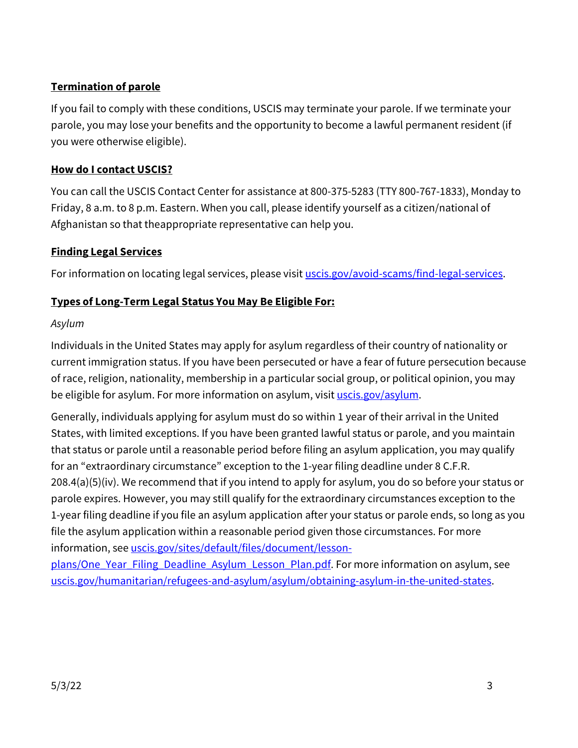**Termination of parole**

If you fail to comply with these conditions, USCIS may terminate your parole. If we terminate your parole, you may lose your benefits and the opportunity to become a lawful permanent resident (if you were otherwise eligible).

**How do I contact USCIS?**

You can call the USCIS Contact Center for assistance at 800-375-5283 (TTY 800-767-1833), Monday to Friday, 8 a.m. to 8 p.m. Eastern. When you call, please identify yourself as a citizen/national of Afghanistan so that theappropriate representative can help you.

**Finding Legal Services**

For information on locating legal services, please visit [uscis.gov/avoid-scams/find-legal-services](uscis.gov/avoid-scams/find-legal-services).

**Types of Long-Term Legal Status You May Be Eligible For:**

*Asylum*

Individuals in the United States may apply for asylum regardless of their country of nationality or current immigration status. If you have been persecuted or have a fear of future persecution because of race, religion, nationality, membership in a particular social group, or political opinion, you may be eligible for asylum. For more information on asylum, visit [uscis.gov/asylum](uscis.gov/asylum).

Generally, individuals applying for asylum must do so within 1 year of their arrival in the United States, with limited exceptions. If you have been granted lawful status or parole, and you maintain that status or parole until a reasonable period before filing an asylum application, you may qualify for an "extraordinary circumstance" exception to the 1-year filing deadline under 8 C.F.R. 208.4(a)(5)(iv). We recommend that if you intend to apply for asylum, you do so before your status or parole expires. However, you may still qualify for the extraordinary circumstances exception to the 1-year filing deadline if you file an asylum application after your status or parole ends, so long as you file the asylum application within a reasonable period given those circumstances. For more information, see [uscis.gov/sites/default/files/document/lesson-plans/One_Year_Filing_Deadline_Asylum_Lesson_Plan.pdf](uscis.gov/sites/default/files/document/lesson-plans/One_Year_Filing_Deadline_Asylum_Lesson_Plan.pdf). For more information on asylum, see [uscis.gov/humanitarian/refugees-and-asylum/asylum/obtaining-asylum-in-the-united-states](uscis.gov/humanitarian/refugees-and-asylum/asylum/obtaining-asylum-in-the-united-states).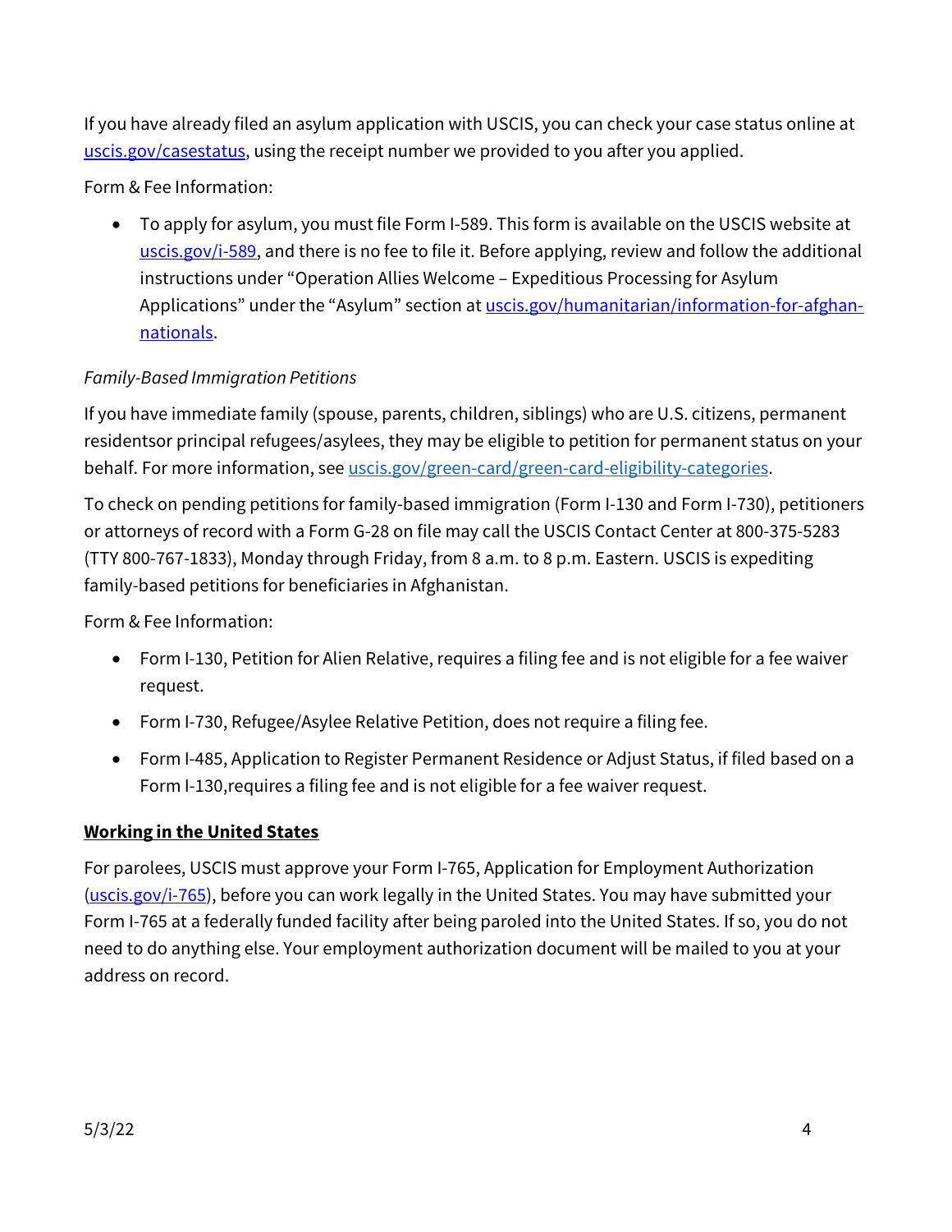If you have already filed an asylum application with USCIS, you can check your case status online at [uscis.gov/casestatus](uscis.gov/casestatus), using the receipt number we provided to you after you applied.

Form & Fee Information:

- To apply for asylum, you must file Form I-589. This form is available on the USCIS website at [uscis.gov/i-589](uscis.gov/i-589), and there is no fee to file it. Before applying, review and follow the additional instructions under "Operation Allies Welcome – Expeditious Processing for Asylum Applications" under the "Asylum" section at [uscis.gov/humanitarian/information-for-afghan-nationals](uscis.gov/humanitarian/information-for-afghan-nationals).

*Family-Based Immigration Petitions*

If you have immediate family (spouse, parents, children, siblings) who are U.S. citizens, permanent residentsor principal refugees/asylees, they may be eligible to petition for permanent status on your behalf. For more information, see [uscis.gov/green-card/green-card-eligibility-categories](uscis.gov/green-card/green-card-eligibility-categories).

To check on pending petitions for family-based immigration (Form I-130 and Form I-730), petitioners or attorneys of record with a Form G-28 on file may call the USCIS Contact Center at 800-375-5283 (TTY 800-767-1833), Monday through Friday, from 8 a.m. to 8 p.m. Eastern. USCIS is expediting family-based petitions for beneficiaries in Afghanistan.

Form & Fee Information:

- Form I-130, Petition for Alien Relative, requires a filing fee and is not eligible for a fee waiver request.
- Form I-730, Refugee/Asylee Relative Petition, does not require a filing fee.
- Form I-485, Application to Register Permanent Residence or Adjust Status, if filed based on a Form I-130,requires a filing fee and is not eligible for a fee waiver request.

**Working in the United States**

For parolees, USCIS must approve your Form I-765, Application for Employment Authorization ([uscis.gov/i-765](uscis.gov/i-765)), before you can work legally in the United States. You may have submitted your Form I-765 at a federally funded facility after being paroled into the United States. If so, you do not need to do anything else. Your employment authorization document will be mailed to you at your address on record.

5/3/22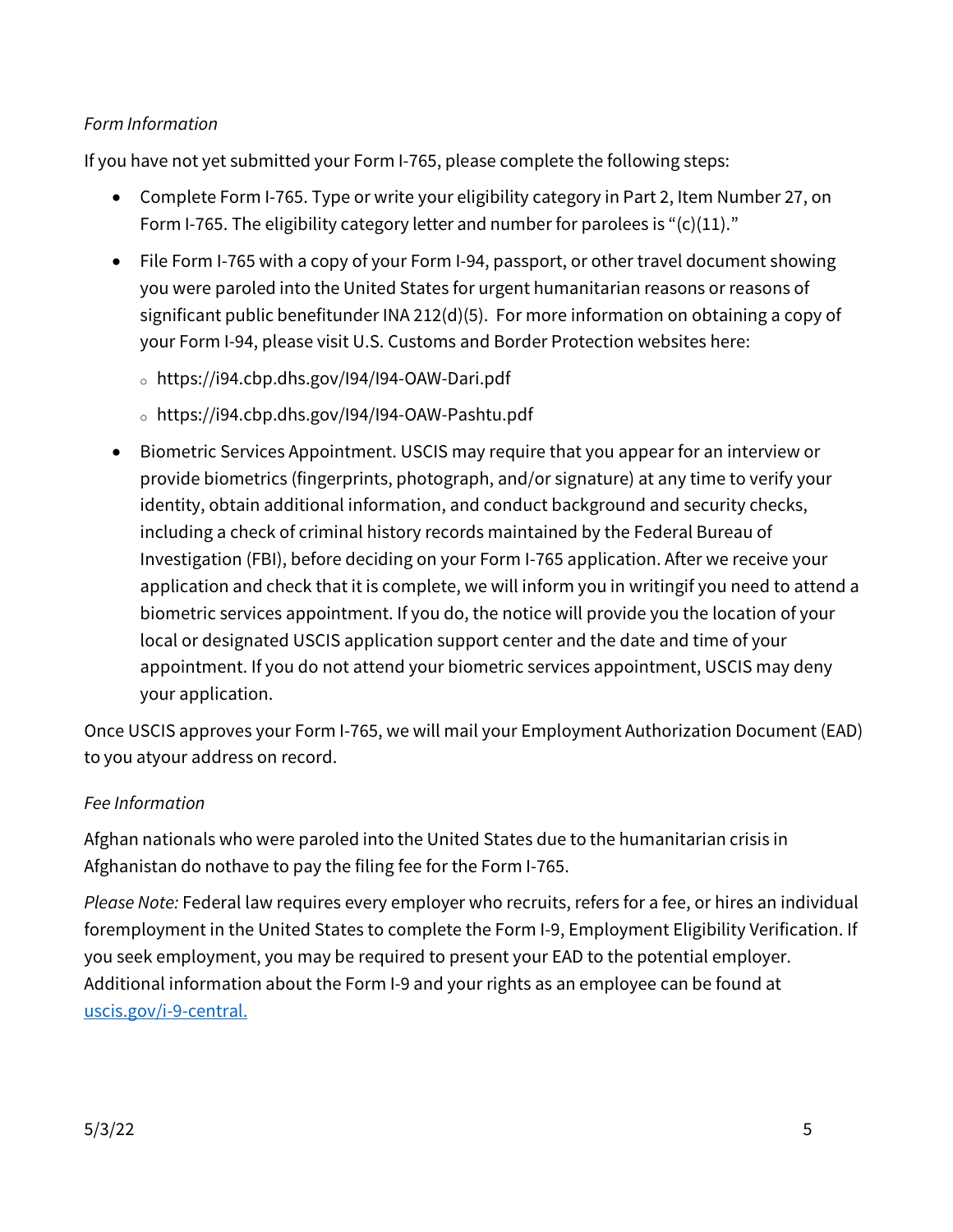*Form Information*

If you have not yet submitted your Form I-765, please complete the following steps:

- Complete Form I-765. Type or write your eligibility category in Part 2, Item Number 27, on Form I-765. The eligibility category letter and number for parolees is "(c)(11)."
- File Form I-765 with a copy of your Form I-94, passport, or other travel document showing you were paroled into the United States for urgent humanitarian reasons or reasons of significant public benefitunder INA 212(d)(5). For more information on obtaining a copy of your Form I-94, please visit U.S. Customs and Border Protection websites here:
  - https://i94.cbp.dhs.gov/I94/I94-OAW-Dari.pdf
  - https://i94.cbp.dhs.gov/I94/I94-OAW-Pashtu.pdf
- Biometric Services Appointment. USCIS may require that you appear for an interview or provide biometrics (fingerprints, photograph, and/or signature) at any time to verify your identity, obtain additional information, and conduct background and security checks, including a check of criminal history records maintained by the Federal Bureau of Investigation (FBI), before deciding on your Form I-765 application. After we receive your application and check that it is complete, we will inform you in writingif you need to attend a biometric services appointment. If you do, the notice will provide you the location of your local or designated USCIS application support center and the date and time of your appointment. If you do not attend your biometric services appointment, USCIS may deny your application.

Once USCIS approves your Form I-765, we will mail your Employment Authorization Document (EAD) to you atyour address on record.

*Fee Information*

Afghan nationals who were paroled into the United States due to the humanitarian crisis in Afghanistan do nothave to pay the filing fee for the Form I-765.

*Please Note:* Federal law requires every employer who recruits, refers for a fee, or hires an individual foremployment in the United States to complete the Form I-9, Employment Eligibility Verification. If you seek employment, you may be required to present your EAD to the potential employer. Additional information about the Form I-9 and your rights as an employee can be found at [uscis.gov/i-9-central.](uscis.gov/i-9-central)

5/3/22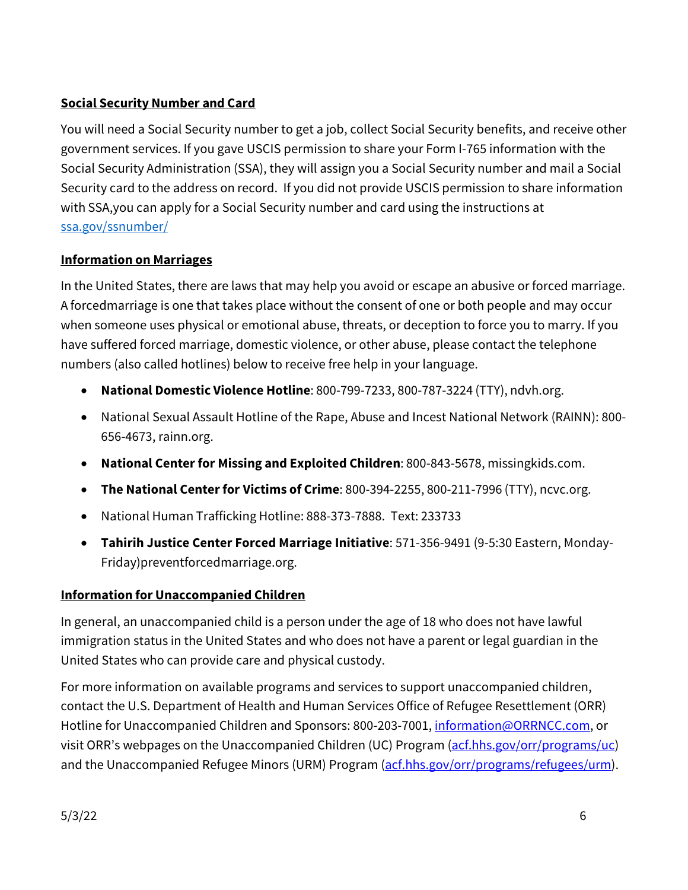## Social Security Number and Card

You will need a Social Security number to get a job, collect Social Security benefits, and receive other government services. If you gave USCIS permission to share your Form I-765 information with the Social Security Administration (SSA), they will assign you a Social Security number and mail a Social Security card to the address on record.  If you did not provide USCIS permission to share information with SSA,you can apply for a Social Security number and card using the instructions at [ssa.gov/ssnumber/](ssa.gov/ssnumber/)

## Information on Marriages

In the United States, there are laws that may help you avoid or escape an abusive or forced marriage. A forcedmarriage is one that takes place without the consent of one or both people and may occur when someone uses physical or emotional abuse, threats, or deception to force you to marry. If you have suffered forced marriage, domestic violence, or other abuse, please contact the telephone numbers (also called hotlines) below to receive free help in your language.

- **National Domestic Violence Hotline**: 800-799-7233, 800-787-3224 (TTY), ndvh.org.
- National Sexual Assault Hotline of the Rape, Abuse and Incest National Network (RAINN): 800-656-4673, rainn.org.
- **National Center for Missing and Exploited Children**: 800-843-5678, missingkids.com.
- **The National Center for Victims of Crime**: 800-394-2255, 800-211-7996 (TTY), ncvc.org.
- National Human Trafficking Hotline: 888-373-7888.  Text: 233733
- **Tahirih Justice Center Forced Marriage Initiative**: 571-356-9491 (9-5:30 Eastern, Monday-Friday)preventforcedmarriage.org.

## Information for Unaccompanied Children

In general, an unaccompanied child is a person under the age of 18 who does not have lawful immigration status in the United States and who does not have a parent or legal guardian in the United States who can provide care and physical custody.

For more information on available programs and services to support unaccompanied children, contact the U.S. Department of Health and Human Services Office of Refugee Resettlement (ORR) Hotline for Unaccompanied Children and Sponsors: 800-203-7001, [information@ORRNCC.com](mailto:information@ORRNCC.com), or visit ORR's webpages on the Unaccompanied Children (UC) Program ([acf.hhs.gov/orr/programs/uc](acf.hhs.gov/orr/programs/uc)) and the Unaccompanied Refugee Minors (URM) Program ([acf.hhs.gov/orr/programs/refugees/urm](acf.hhs.gov/orr/programs/refugees/urm)).

5/3/22